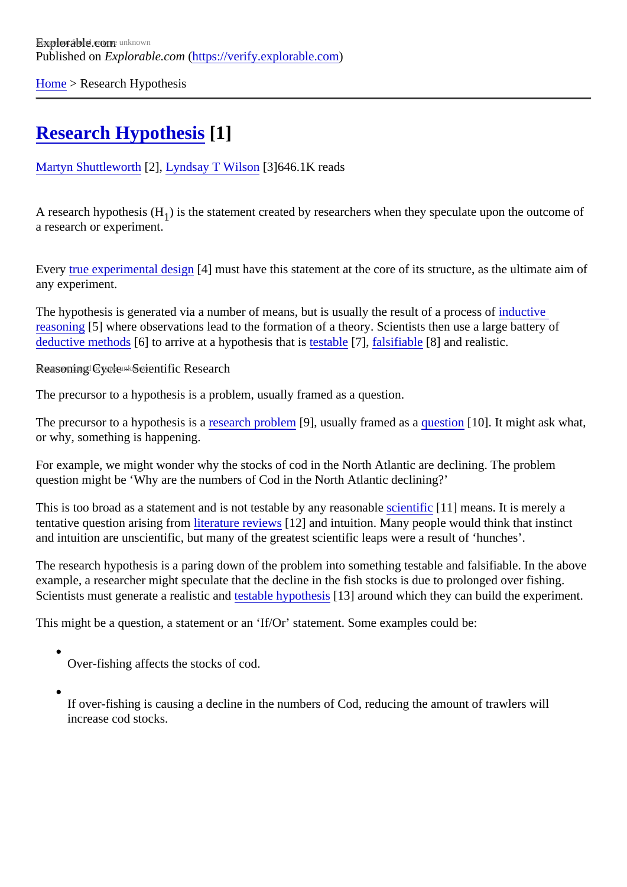Explorable.com
Published on *Explorable.com* (https://verify.explorable.com)

Home > Research Hypothesis

# Research Hypothesis [1]

Martyn Shuttleworth [2], Lyndsay T Wilson [3]646.1K reads

A research hypothesis ($H_1$) is the statement created by researchers when they speculate upon the outcome of a research or experiment.

Every true experimental design [4] must have this statement at the core of its structure, as the ultimate aim of any experiment.

The hypothesis is generated via a number of means, but is usually the result of a process of inductive reasoning [5] where observations lead to the formation of a theory. Scientists then use a large battery of deductive methods [6] to arrive at a hypothesis that is testable [7], falsifiable [8] and realistic.

Reasoning Cycle - Scientific Research

The precursor to a hypothesis is a problem, usually framed as a question.

The precursor to a hypothesis is a research problem [9], usually framed as a question [10]. It might ask what, or why, something is happening.

For example, we might wonder why the stocks of cod in the North Atlantic are declining. The problem question might be 'Why are the numbers of Cod in the North Atlantic declining?'

This is too broad as a statement and is not testable by any reasonable scientific [11] means. It is merely a tentative question arising from literature reviews [12] and intuition. Many people would think that instinct and intuition are unscientific, but many of the greatest scientific leaps were a result of 'hunches'.

The research hypothesis is a paring down of the problem into something testable and falsifiable. In the above example, a researcher might speculate that the decline in the fish stocks is due to prolonged over fishing. Scientists must generate a realistic and testable hypothesis [13] around which they can build the experiment.

This might be a question, a statement or an 'If/Or' statement. Some examples could be:

- Over-fishing affects the stocks of cod.
- If over-fishing is causing a decline in the numbers of Cod, reducing the amount of trawlers will increase cod stocks.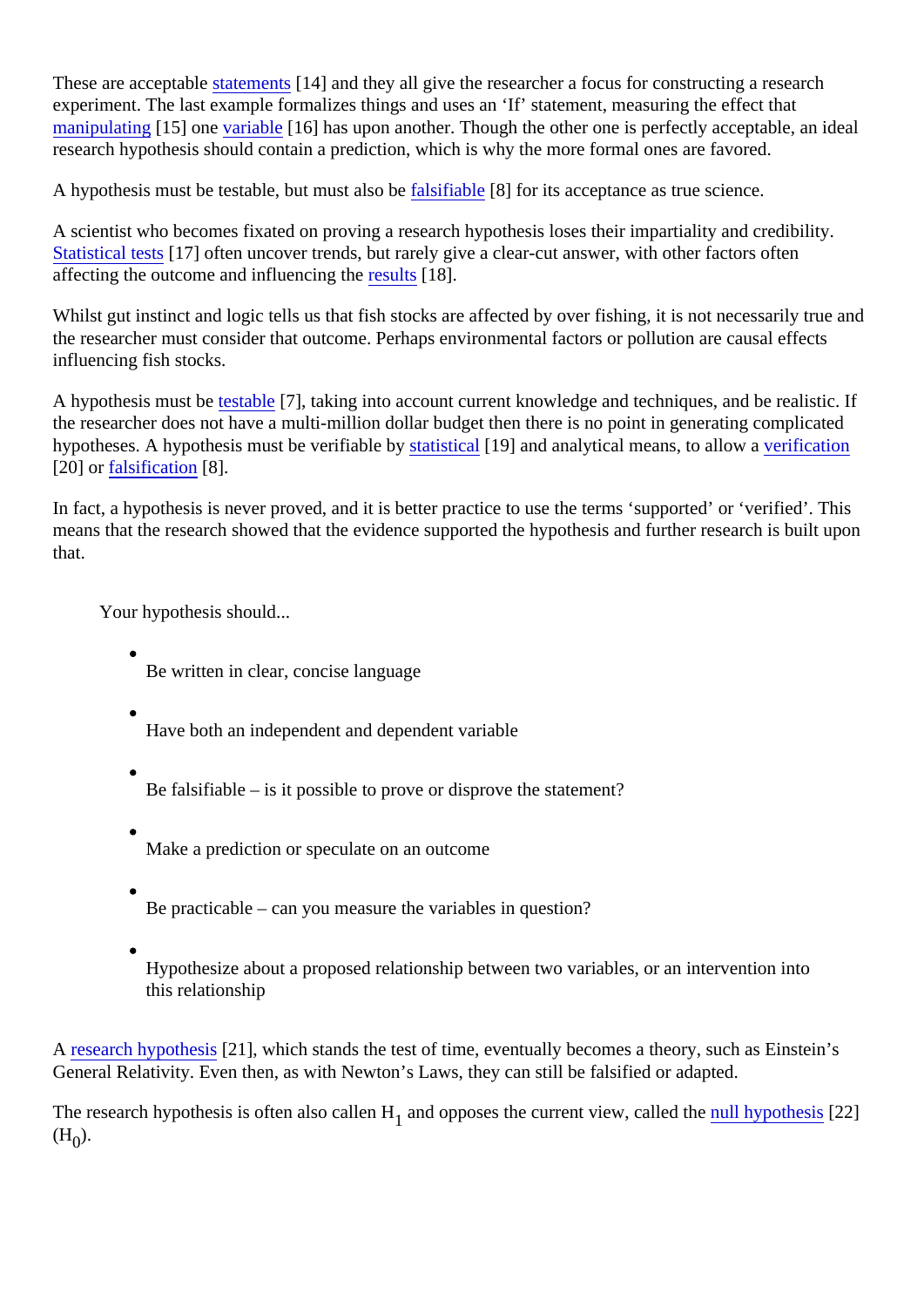These are acceptable statements [14] and they all give the researcher a focus for constructing a research experiment. The last example formalizes things and uses an 'If' statement, measuring the effect that manipulating [15] one variable [16] has upon another. Though the other one is perfectly acceptable, an ideal research hypothesis should contain a prediction, which is why the more formal ones are favored.

A hypothesis must be testable, but must also be falsifiable [8] for its acceptance as true science.

A scientist who becomes fixated on proving a research hypothesis loses their impartiality and credibility. Statistical tests [17] often uncover trends, but rarely give a clear-cut answer, with other factors often affecting the outcome and influencing the results [18].

Whilst gut instinct and logic tells us that fish stocks are affected by over fishing, it is not necessarily true and the researcher must consider that outcome. Perhaps environmental factors or pollution are causal effects influencing fish stocks.

A hypothesis must be testable [7], taking into account current knowledge and techniques, and be realistic. If the researcher does not have a multi-million dollar budget then there is no point in generating complicated hypotheses. A hypothesis must be verifiable by statistical [19] and analytical means, to allow a verification [20] or falsification [8].

In fact, a hypothesis is never proved, and it is better practice to use the terms 'supported' or 'verified'. This means that the research showed that the evidence supported the hypothesis and further research is built upon that.

Your hypothesis should...

- Be written in clear, concise language
- Have both an independent and dependent variable
- Be falsifiable – is it possible to prove or disprove the statement?
- Make a prediction or speculate on an outcome
- Be practicable – can you measure the variables in question?
- Hypothesize about a proposed relationship between two variables, or an intervention into this relationship

A research hypothesis [21], which stands the test of time, eventually becomes a theory, such as Einstein's General Relativity. Even then, as with Newton's Laws, they can still be falsified or adapted.

The research hypothesis is often also callen $H_1$ and opposes the current view, called the null hypothesis [22] ($H_0$).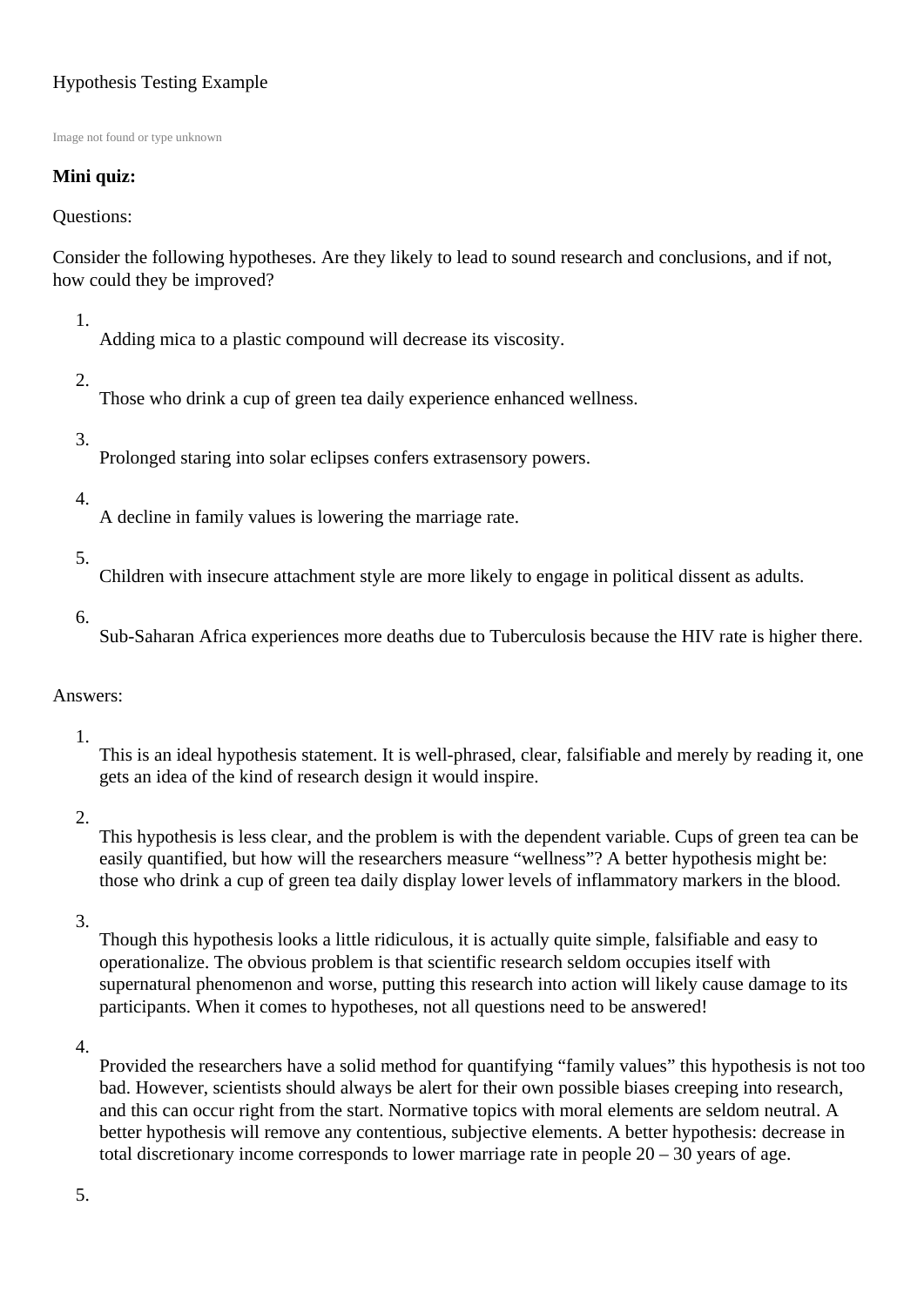Hypothesis Testing Example

Image not found or type unknown

**Mini quiz:**

Questions:

Consider the following hypotheses. Are they likely to lead to sound research and conclusions, and if not, how could they be improved?

1. Adding mica to a plastic compound will decrease its viscosity.
2. Those who drink a cup of green tea daily experience enhanced wellness.
3. Prolonged staring into solar eclipses confers extrasensory powers.
4. A decline in family values is lowering the marriage rate.
5. Children with insecure attachment style are more likely to engage in political dissent as adults.
6. Sub-Saharan Africa experiences more deaths due to Tuberculosis because the HIV rate is higher there.

Answers:

1. This is an ideal hypothesis statement. It is well-phrased, clear, falsifiable and merely by reading it, one gets an idea of the kind of research design it would inspire.
2. This hypothesis is less clear, and the problem is with the dependent variable. Cups of green tea can be easily quantified, but how will the researchers measure "wellness"? A better hypothesis might be: those who drink a cup of green tea daily display lower levels of inflammatory markers in the blood.
3. Though this hypothesis looks a little ridiculous, it is actually quite simple, falsifiable and easy to operationalize. The obvious problem is that scientific research seldom occupies itself with supernatural phenomenon and worse, putting this research into action will likely cause damage to its participants. When it comes to hypotheses, not all questions need to be answered!
4. Provided the researchers have a solid method for quantifying "family values" this hypothesis is not too bad. However, scientists should always be alert for their own possible biases creeping into research, and this can occur right from the start. Normative topics with moral elements are seldom neutral. A better hypothesis will remove any contentious, subjective elements. A better hypothesis: decrease in total discretionary income corresponds to lower marriage rate in people 20 – 30 years of age.
5.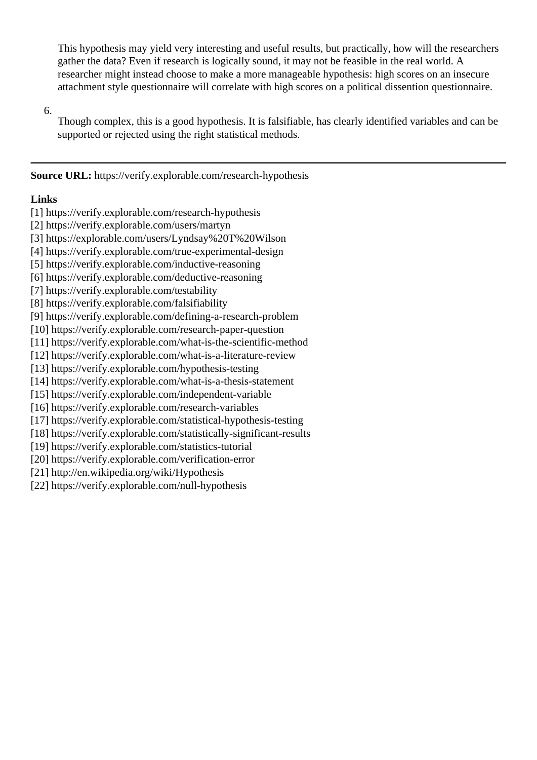This hypothesis may yield very interesting and useful results, but practically, how will the researchers gather the data? Even if research is logically sound, it may not be feasible in the real world. A researcher might instead choose to make a more manageable hypothesis: high scores on an insecure attachment style questionnaire will correlate with high scores on a political dissention questionnaire.

6. Though complex, this is a good hypothesis. It is falsifiable, has clearly identified variables and can be supported or rejected using the right statistical methods.

---

**Source URL:** https://verify.explorable.com/research-hypothesis

**Links**

[1] https://verify.explorable.com/research-hypothesis
[2] https://verify.explorable.com/users/martyn
[3] https://explorable.com/users/Lyndsay%20T%20Wilson
[4] https://verify.explorable.com/true-experimental-design
[5] https://verify.explorable.com/inductive-reasoning
[6] https://verify.explorable.com/deductive-reasoning
[7] https://verify.explorable.com/testability
[8] https://verify.explorable.com/falsifiability
[9] https://verify.explorable.com/defining-a-research-problem
[10] https://verify.explorable.com/research-paper-question
[11] https://verify.explorable.com/what-is-the-scientific-method
[12] https://verify.explorable.com/what-is-a-literature-review
[13] https://verify.explorable.com/hypothesis-testing
[14] https://verify.explorable.com/what-is-a-thesis-statement
[15] https://verify.explorable.com/independent-variable
[16] https://verify.explorable.com/research-variables
[17] https://verify.explorable.com/statistical-hypothesis-testing
[18] https://verify.explorable.com/statistically-significant-results
[19] https://verify.explorable.com/statistics-tutorial
[20] https://verify.explorable.com/verification-error
[21] http://en.wikipedia.org/wiki/Hypothesis
[22] https://verify.explorable.com/null-hypothesis